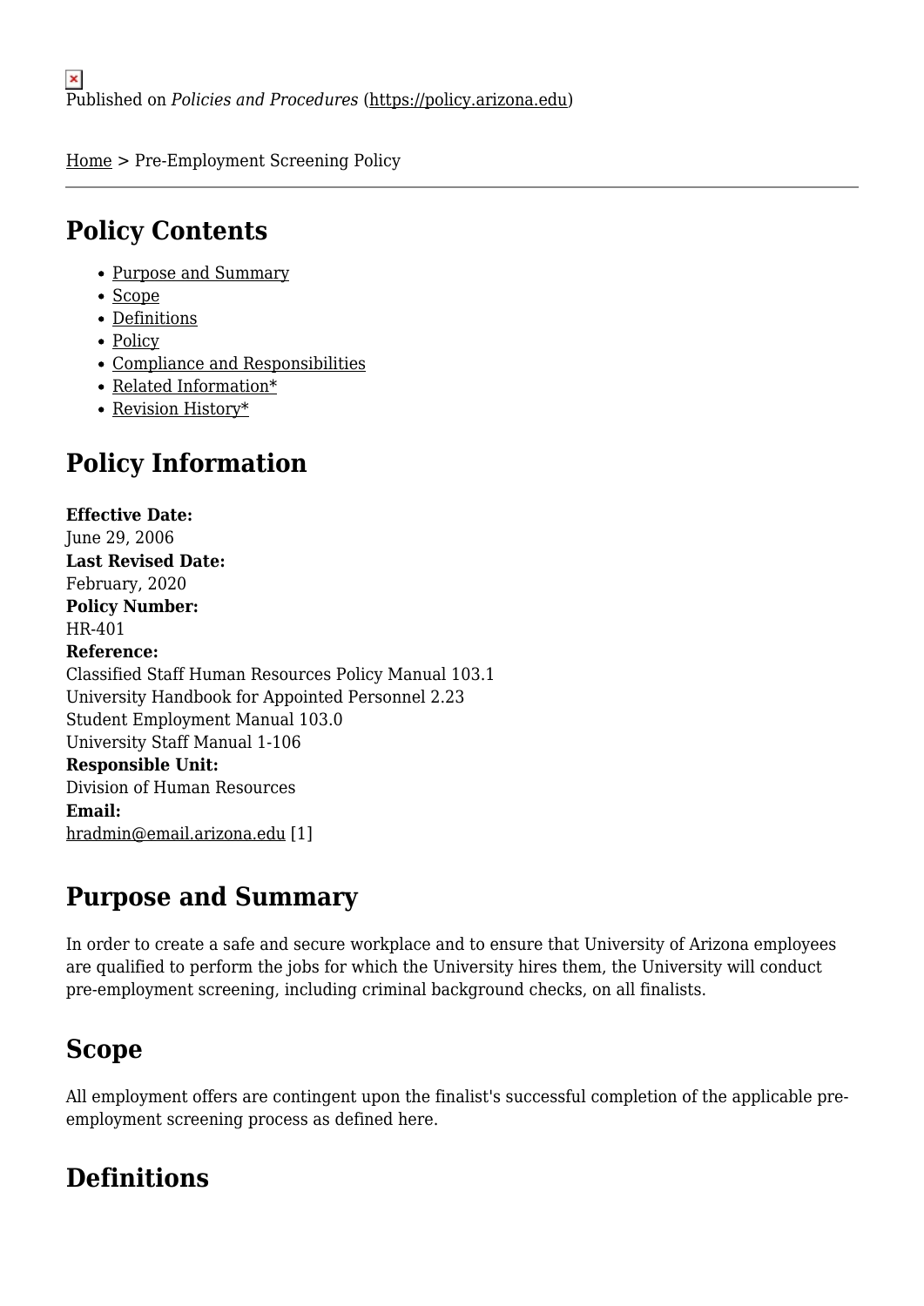Published on *Policies and Procedures* (https://policy.arizona.edu)

Home > Pre-Employment Screening Policy

## Policy Contents

- Purpose and Summary
- Scope
- Definitions
- Policy
- Compliance and Responsibilities
- Related Information*
- Revision History*

## Policy Information

**Effective Date:**
June 29, 2006
**Last Revised Date:**
February, 2020
**Policy Number:**
HR-401
**Reference:**
Classified Staff Human Resources Policy Manual 103.1
University Handbook for Appointed Personnel 2.23
Student Employment Manual 103.0
University Staff Manual 1-106
**Responsible Unit:**
Division of Human Resources
**Email:**
hradmin@email.arizona.edu [1]

## Purpose and Summary

In order to create a safe and secure workplace and to ensure that University of Arizona employees are qualified to perform the jobs for which the University hires them, the University will conduct pre-employment screening, including criminal background checks, on all finalists.

## Scope

All employment offers are contingent upon the finalist's successful completion of the applicable pre-employment screening process as defined here.

## Definitions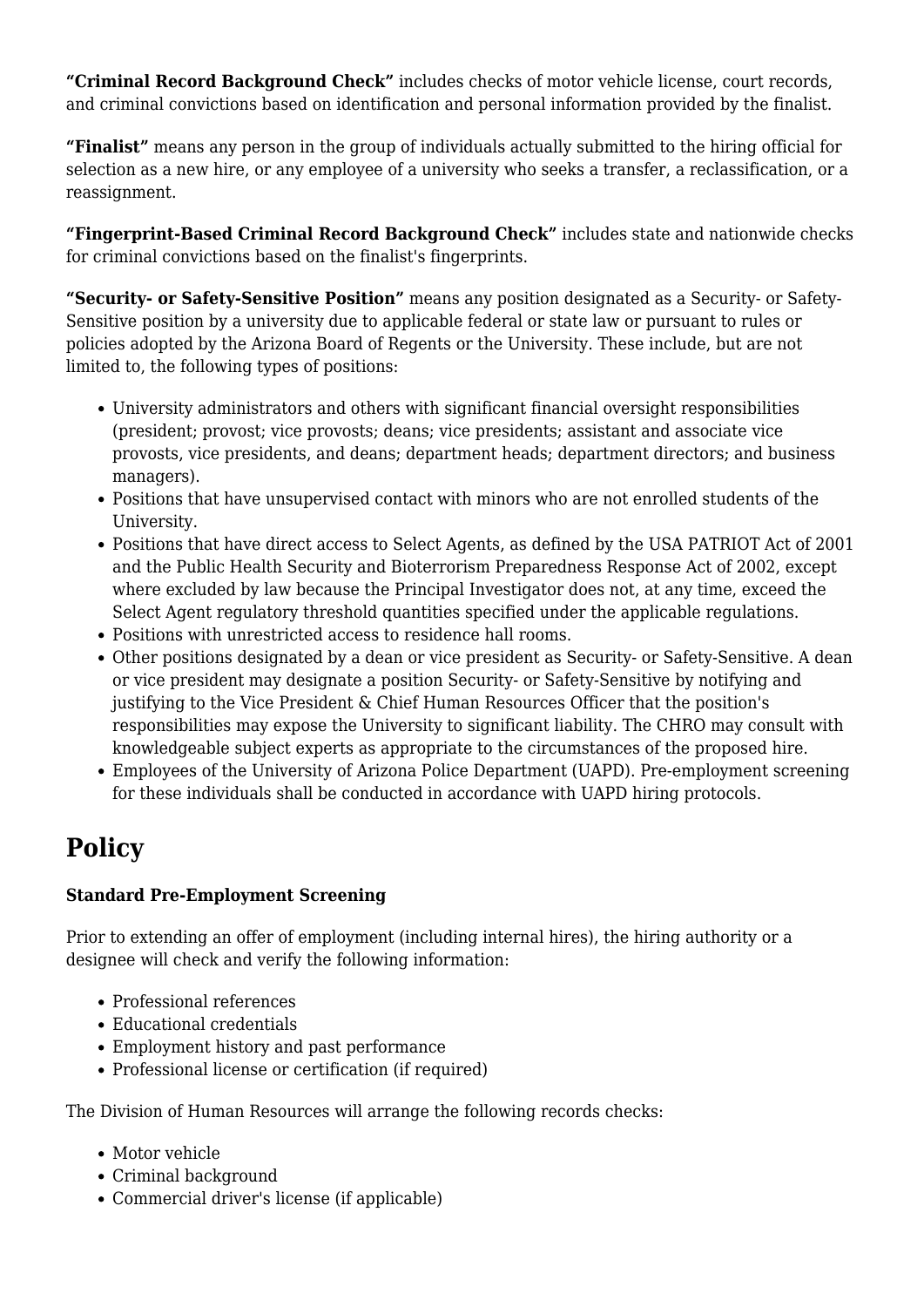**"Criminal Record Background Check"** includes checks of motor vehicle license, court records, and criminal convictions based on identification and personal information provided by the finalist.

**"Finalist"** means any person in the group of individuals actually submitted to the hiring official for selection as a new hire, or any employee of a university who seeks a transfer, a reclassification, or a reassignment.

**"Fingerprint-Based Criminal Record Background Check"** includes state and nationwide checks for criminal convictions based on the finalist's fingerprints.

**"Security- or Safety-Sensitive Position"** means any position designated as a Security- or Safety-Sensitive position by a university due to applicable federal or state law or pursuant to rules or policies adopted by the Arizona Board of Regents or the University. These include, but are not limited to, the following types of positions:

- University administrators and others with significant financial oversight responsibilities (president; provost; vice provosts; deans; vice presidents; assistant and associate vice provosts, vice presidents, and deans; department heads; department directors; and business managers).
- Positions that have unsupervised contact with minors who are not enrolled students of the University.
- Positions that have direct access to Select Agents, as defined by the USA PATRIOT Act of 2001 and the Public Health Security and Bioterrorism Preparedness Response Act of 2002, except where excluded by law because the Principal Investigator does not, at any time, exceed the Select Agent regulatory threshold quantities specified under the applicable regulations.
- Positions with unrestricted access to residence hall rooms.
- Other positions designated by a dean or vice president as Security- or Safety-Sensitive. A dean or vice president may designate a position Security- or Safety-Sensitive by notifying and justifying to the Vice President & Chief Human Resources Officer that the position's responsibilities may expose the University to significant liability. The CHRO may consult with knowledgeable subject experts as appropriate to the circumstances of the proposed hire.
- Employees of the University of Arizona Police Department (UAPD). Pre-employment screening for these individuals shall be conducted in accordance with UAPD hiring protocols.

# Policy

**Standard Pre-Employment Screening**

Prior to extending an offer of employment (including internal hires), the hiring authority or a designee will check and verify the following information:

- Professional references
- Educational credentials
- Employment history and past performance
- Professional license or certification (if required)

The Division of Human Resources will arrange the following records checks:

- Motor vehicle
- Criminal background
- Commercial driver's license (if applicable)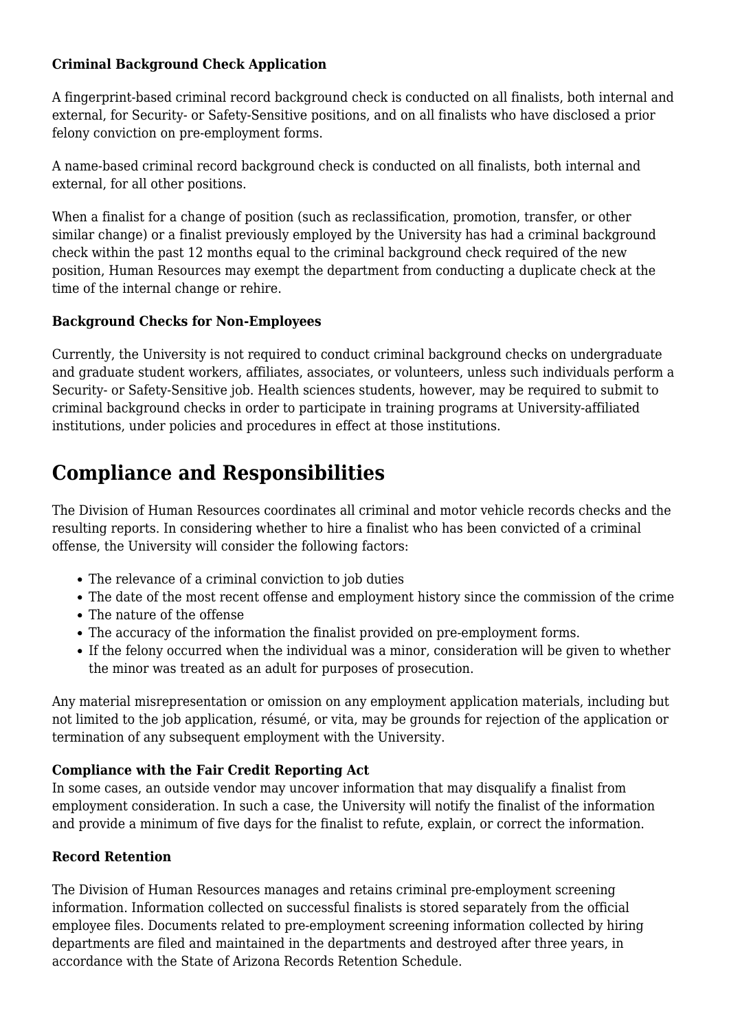**Criminal Background Check Application**

A fingerprint-based criminal record background check is conducted on all finalists, both internal and external, for Security- or Safety-Sensitive positions, and on all finalists who have disclosed a prior felony conviction on pre-employment forms.

A name-based criminal record background check is conducted on all finalists, both internal and external, for all other positions.

When a finalist for a change of position (such as reclassification, promotion, transfer, or other similar change) or a finalist previously employed by the University has had a criminal background check within the past 12 months equal to the criminal background check required of the new position, Human Resources may exempt the department from conducting a duplicate check at the time of the internal change or rehire.

**Background Checks for Non-Employees**

Currently, the University is not required to conduct criminal background checks on undergraduate and graduate student workers, affiliates, associates, or volunteers, unless such individuals perform a Security- or Safety-Sensitive job. Health sciences students, however, may be required to submit to criminal background checks in order to participate in training programs at University-affiliated institutions, under policies and procedures in effect at those institutions.

# Compliance and Responsibilities

The Division of Human Resources coordinates all criminal and motor vehicle records checks and the resulting reports. In considering whether to hire a finalist who has been convicted of a criminal offense, the University will consider the following factors:

- The relevance of a criminal conviction to job duties
- The date of the most recent offense and employment history since the commission of the crime
- The nature of the offense
- The accuracy of the information the finalist provided on pre-employment forms.
- If the felony occurred when the individual was a minor, consideration will be given to whether the minor was treated as an adult for purposes of prosecution.

Any material misrepresentation or omission on any employment application materials, including but not limited to the job application, résumé, or vita, may be grounds for rejection of the application or termination of any subsequent employment with the University.

**Compliance with the Fair Credit Reporting Act**
In some cases, an outside vendor may uncover information that may disqualify a finalist from employment consideration. In such a case, the University will notify the finalist of the information and provide a minimum of five days for the finalist to refute, explain, or correct the information.

**Record Retention**

The Division of Human Resources manages and retains criminal pre-employment screening information. Information collected on successful finalists is stored separately from the official employee files. Documents related to pre-employment screening information collected by hiring departments are filed and maintained in the departments and destroyed after three years, in accordance with the State of Arizona Records Retention Schedule.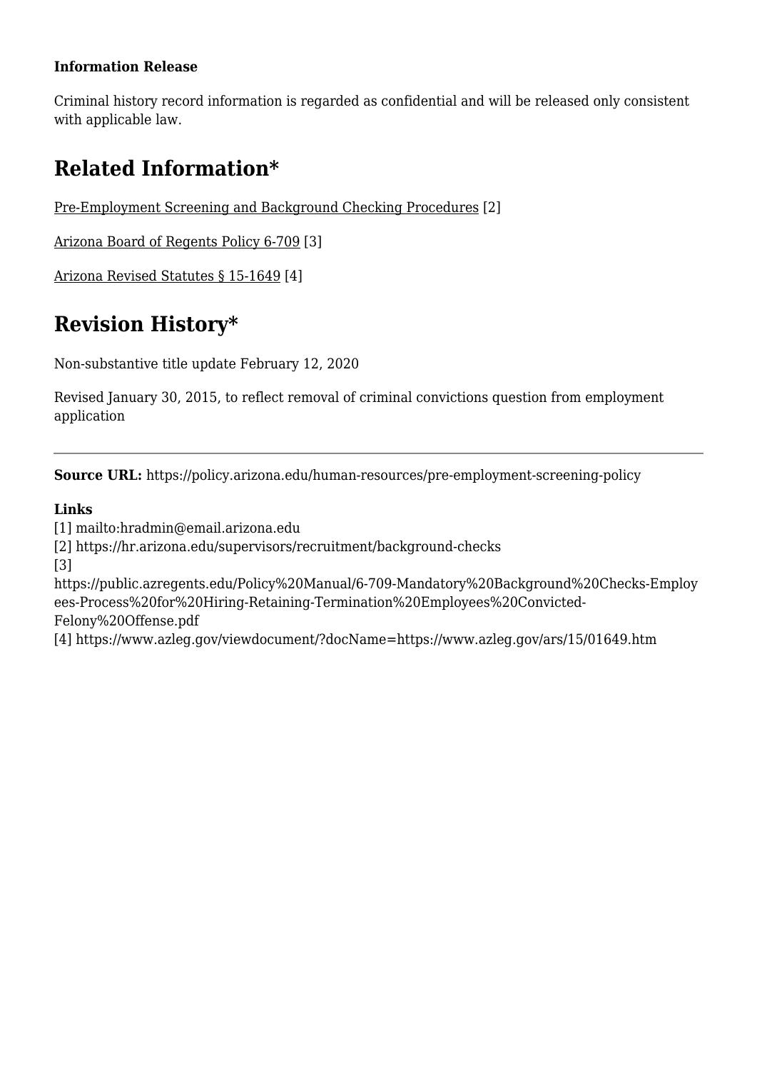**Information Release**

Criminal history record information is regarded as confidential and will be released only consistent with applicable law.

## Related Information*

Pre-Employment Screening and Background Checking Procedures [2]

Arizona Board of Regents Policy 6-709 [3]

Arizona Revised Statutes § 15-1649 [4]

## Revision History*

Non-substantive title update February 12, 2020

Revised January 30, 2015, to reflect removal of criminal convictions question from employment application

---

**Source URL:** https://policy.arizona.edu/human-resources/pre-employment-screening-policy

**Links**
[1] mailto:hradmin@email.arizona.edu
[2] https://hr.arizona.edu/supervisors/recruitment/background-checks
[3] https://public.azregents.edu/Policy%20Manual/6-709-Mandatory%20Background%20Checks-Employees-Process%20for%20Hiring-Retaining-Termination%20Employees%20Convicted-Felony%20Offense.pdf
[4] https://www.azleg.gov/viewdocument/?docName=https://www.azleg.gov/ars/15/01649.htm